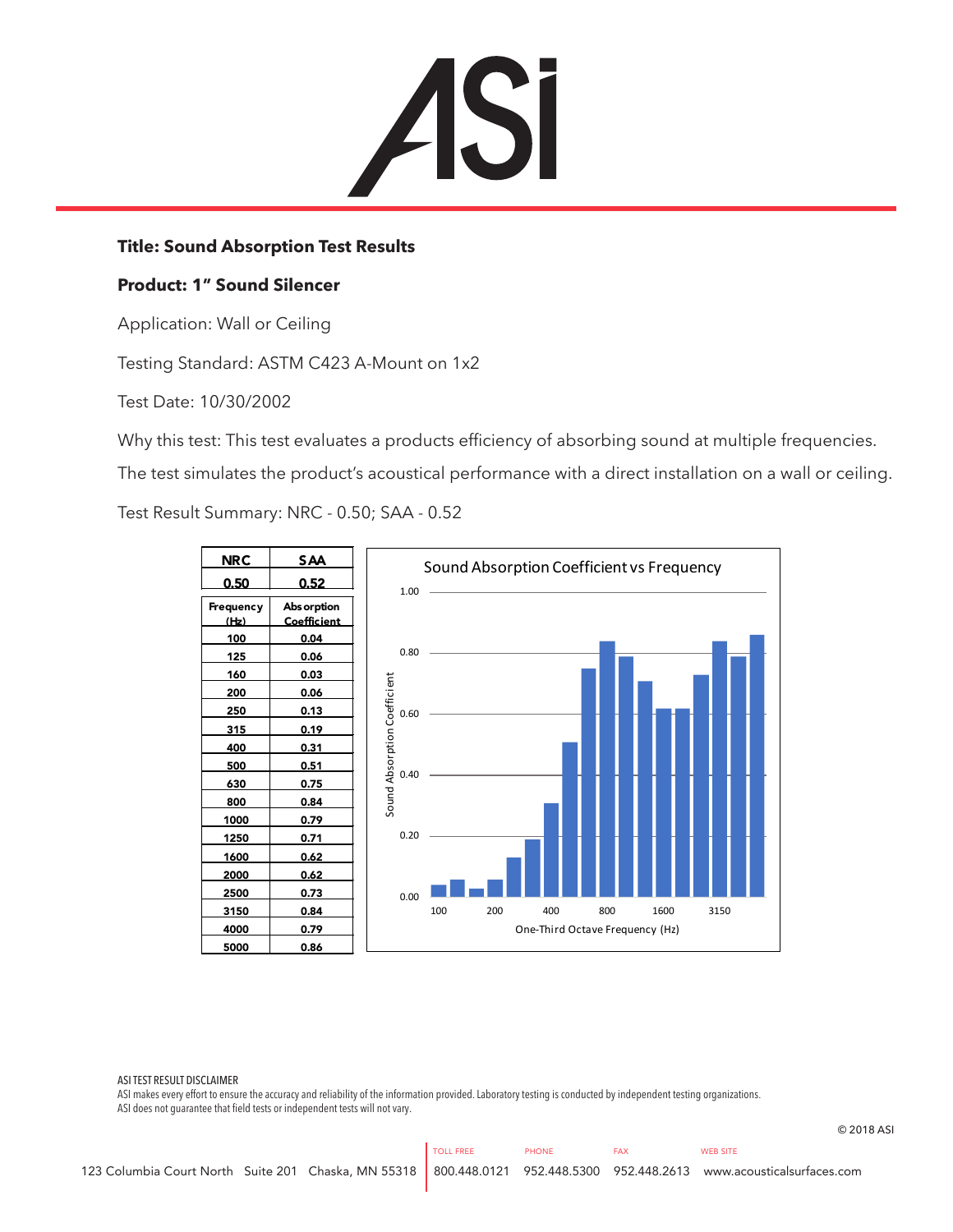# ASi

**Title: Sound Absorption Test Results**

**Product: 1" Sound Silencer**

Application: Wall or Ceiling

Testing Standard: ASTM C423 A-Mount on 1x2

Test Date: 10/30/2002

Why this test: This test evaluates a products efficiency of absorbing sound at multiple frequencies. The test simulates the product's acoustical performance with a direct installation on a wall or ceiling.

Test Result Summary: NRC - 0.50; SAA - 0.52

| NRC | SAA |
|---|---|
| 0.50 | 0.52 |

| Frequency (Hz) | Absorption Coefficient |
|---|---|
| 100 | 0.04 |
| 125 | 0.06 |
| 160 | 0.03 |
| 200 | 0.06 |
| 250 | 0.13 |
| 315 | 0.19 |
| 400 | 0.31 |
| 500 | 0.51 |
| 630 | 0.75 |
| 800 | 0.84 |
| 1000 | 0.79 |
| 1250 | 0.71 |
| 1600 | 0.62 |
| 2000 | 0.62 |
| 2500 | 0.73 |
| 3150 | 0.84 |
| 4000 | 0.79 |
| 5000 | 0.86 |

Sound Absorption Coefficient vs Frequency

ASI TEST RESULT DISCLAIMER
ASI makes every effort to ensure the accuracy and reliability of the information provided. Laboratory testing is conducted by independent testing organizations. ASI does not guarantee that field tests or independent tests will not vary.

© 2018 ASI

123 Columbia Court North Suite 201 Chaska, MN 55318 | TOLL FREE 800.448.0121 | PHONE 952.448.5300 | FAX 952.448.2613 | WEB SITE www.acousticalsurfaces.com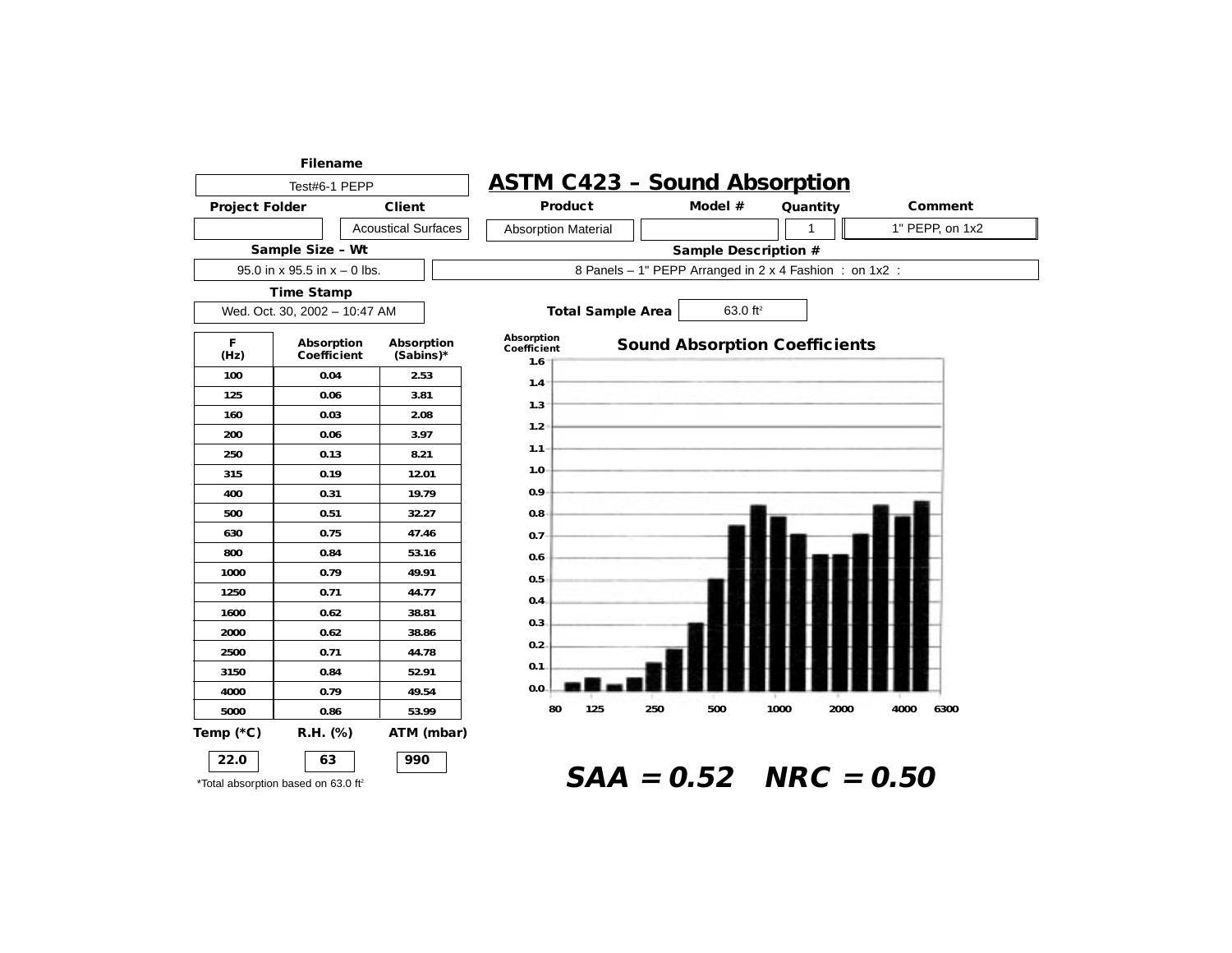# ASTM C423 – Sound Absorption

| Filename | Project Folder | Client | Product | Model # | Quantity | Comment |
|---|---|---|---|---|---|---|
| Test#6-1 PEPP | | Acoustical Surfaces | Absorption Material | | 1 | 1" PEPP, on 1x2 |

**Sample Size – Wt**

95.0 in x 95.5 in x – 0 lbs.

**Sample Description #**

8 Panels – 1" PEPP Arranged in 2 x 4 Fashion : on 1x2 :

**Time Stamp**

Wed. Oct. 30, 2002 – 10:47 AM

**Total Sample Area** 63.0 ft²

| F (Hz) | Absorption Coefficient | Absorption (Sabins)* |
|---|---|---|
| 100 | 0.04 | 2.53 |
| 125 | 0.06 | 3.81 |
| 160 | 0.03 | 2.08 |
| 200 | 0.06 | 3.97 |
| 250 | 0.13 | 8.21 |
| 315 | 0.19 | 12.01 |
| 400 | 0.31 | 19.79 |
| 500 | 0.51 | 32.27 |
| 630 | 0.75 | 47.46 |
| 800 | 0.84 | 53.16 |
| 1000 | 0.79 | 49.91 |
| 1250 | 0.71 | 44.77 |
| 1600 | 0.62 | 38.81 |
| 2000 | 0.62 | 38.86 |
| 2500 | 0.71 | 44.78 |
| 3150 | 0.84 | 52.91 |
| 4000 | 0.79 | 49.54 |
| 5000 | 0.86 | 53.99 |

| Temp (*C) | R.H. (%) | ATM (mbar) |
|---|---|---|
| 22.0 | 63 | 990 |

*Total absorption based on 63.0 ft²

**Sound Absorption Coefficients**

Absorption Coefficient

1.6
1.4
1.3
1.2
1.1
1.0
0.9
0.8
0.7
0.6
0.5
0.4
0.3
0.2
0.1
0.0

80 125 250 500 1000 2000 4000 6300

***SAA = 0.52 NRC = 0.50***